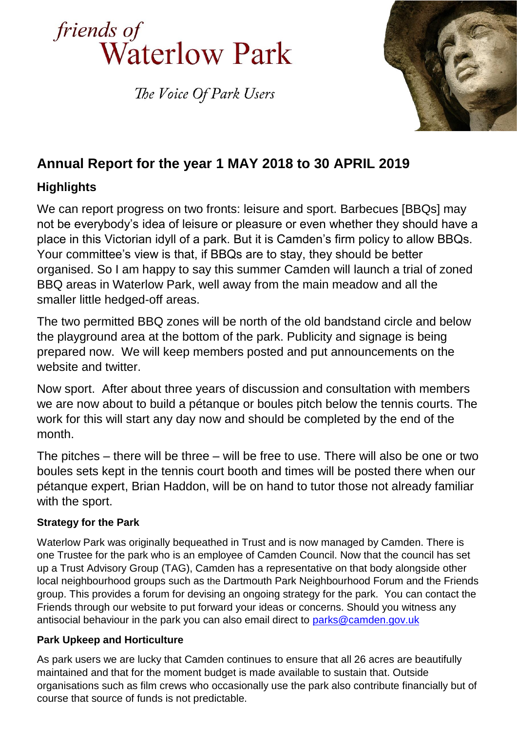# *friends of* Waterlow Park

*The Voice Of Park Users*

## Annual Report for the year 1 MAY 2018 to 30 APRIL 2019

### Highlights

We can report progress on two fronts: leisure and sport. Barbecues [BBQs] may not be everybody's idea of leisure or pleasure or even whether they should have a place in this Victorian idyll of a park. But it is Camden's firm policy to allow BBQs. Your committee's view is that, if BBQs are to stay, they should be better organised. So I am happy to say this summer Camden will launch a trial of zoned BBQ areas in Waterlow Park, well away from the main meadow and all the smaller little hedged-off areas.

The two permitted BBQ zones will be north of the old bandstand circle and below the playground area at the bottom of the park. Publicity and signage is being prepared now. We will keep members posted and put announcements on the website and twitter.

Now sport. After about three years of discussion and consultation with members we are now about to build a pétanque or boules pitch below the tennis courts. The work for this will start any day now and should be completed by the end of the month.

The pitches – there will be three – will be free to use. There will also be one or two boules sets kept in the tennis court booth and times will be posted there when our pétanque expert, Brian Haddon, will be on hand to tutor those not already familiar with the sport.

#### Strategy for the Park

Waterlow Park was originally bequeathed in Trust and is now managed by Camden. There is one Trustee for the park who is an employee of Camden Council. Now that the council has set up a Trust Advisory Group (TAG), Camden has a representative on that body alongside other local neighbourhood groups such as the Dartmouth Park Neighbourhood Forum and the Friends group. This provides a forum for devising an ongoing strategy for the park. You can contact the Friends through our website to put forward your ideas or concerns. Should you witness any antisocial behaviour in the park you can also email direct to parks@camden.gov.uk

#### Park Upkeep and Horticulture

As park users we are lucky that Camden continues to ensure that all 26 acres are beautifully maintained and that for the moment budget is made available to sustain that. Outside organisations such as film crews who occasionally use the park also contribute financially but of course that source of funds is not predictable.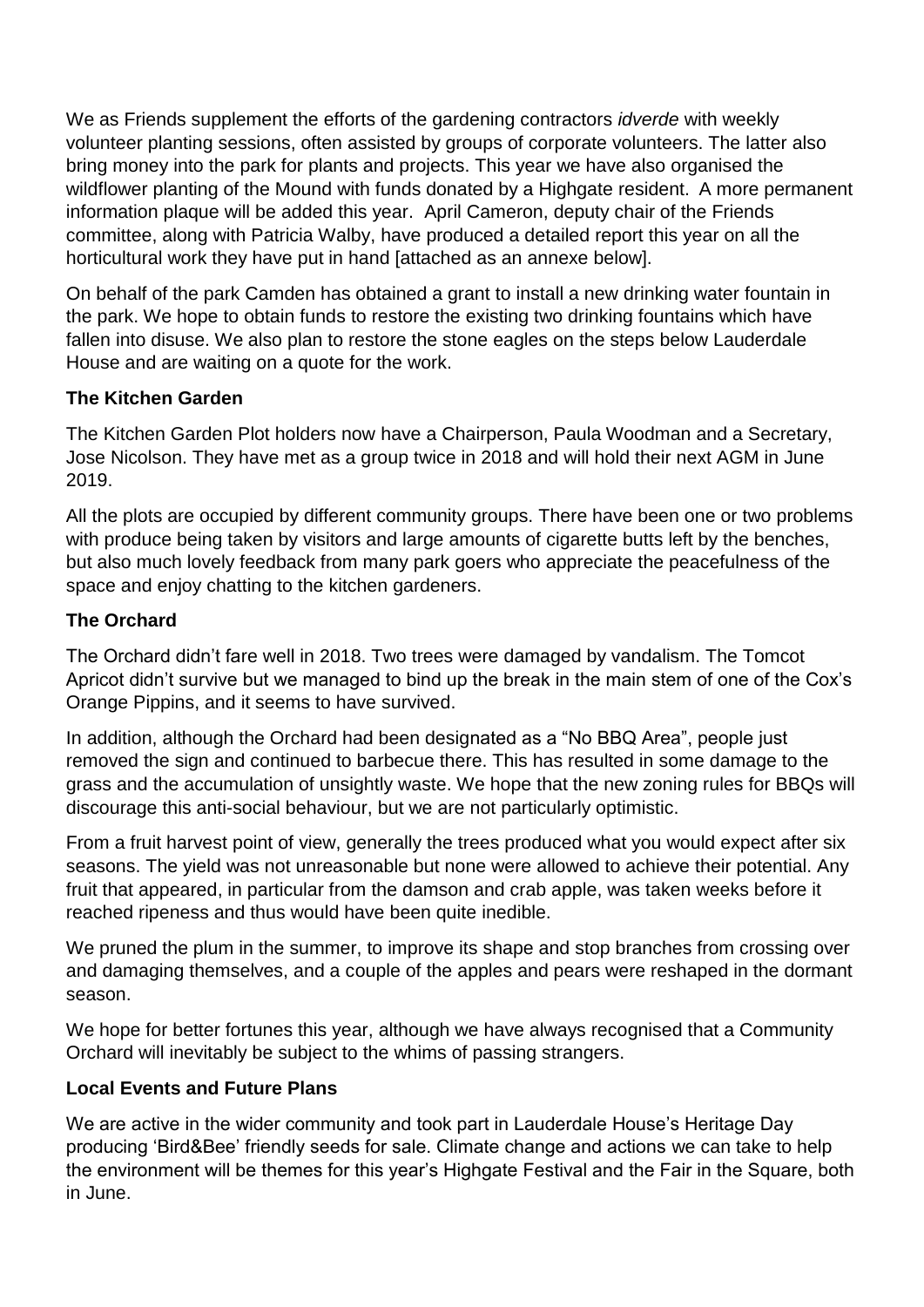We as Friends supplement the efforts of the gardening contractors *idverde* with weekly volunteer planting sessions, often assisted by groups of corporate volunteers. The latter also bring money into the park for plants and projects. This year we have also organised the wildflower planting of the Mound with funds donated by a Highgate resident. A more permanent information plaque will be added this year. April Cameron, deputy chair of the Friends committee, along with Patricia Walby, have produced a detailed report this year on all the horticultural work they have put in hand [attached as an annexe below].

On behalf of the park Camden has obtained a grant to install a new drinking water fountain in the park. We hope to obtain funds to restore the existing two drinking fountains which have fallen into disuse. We also plan to restore the stone eagles on the steps below Lauderdale House and are waiting on a quote for the work.

**The Kitchen Garden**

The Kitchen Garden Plot holders now have a Chairperson, Paula Woodman and a Secretary, Jose Nicolson. They have met as a group twice in 2018 and will hold their next AGM in June 2019.

All the plots are occupied by different community groups. There have been one or two problems with produce being taken by visitors and large amounts of cigarette butts left by the benches, but also much lovely feedback from many park goers who appreciate the peacefulness of the space and enjoy chatting to the kitchen gardeners.

**The Orchard**

The Orchard didn't fare well in 2018. Two trees were damaged by vandalism. The Tomcot Apricot didn't survive but we managed to bind up the break in the main stem of one of the Cox's Orange Pippins, and it seems to have survived.

In addition, although the Orchard had been designated as a "No BBQ Area", people just removed the sign and continued to barbecue there. This has resulted in some damage to the grass and the accumulation of unsightly waste. We hope that the new zoning rules for BBQs will discourage this anti-social behaviour, but we are not particularly optimistic.

From a fruit harvest point of view, generally the trees produced what you would expect after six seasons. The yield was not unreasonable but none were allowed to achieve their potential. Any fruit that appeared, in particular from the damson and crab apple, was taken weeks before it reached ripeness and thus would have been quite inedible.

We pruned the plum in the summer, to improve its shape and stop branches from crossing over and damaging themselves, and a couple of the apples and pears were reshaped in the dormant season.

We hope for better fortunes this year, although we have always recognised that a Community Orchard will inevitably be subject to the whims of passing strangers.

**Local Events and Future Plans**

We are active in the wider community and took part in Lauderdale House's Heritage Day producing 'Bird&Bee' friendly seeds for sale. Climate change and actions we can take to help the environment will be themes for this year's Highgate Festival and the Fair in the Square, both in June.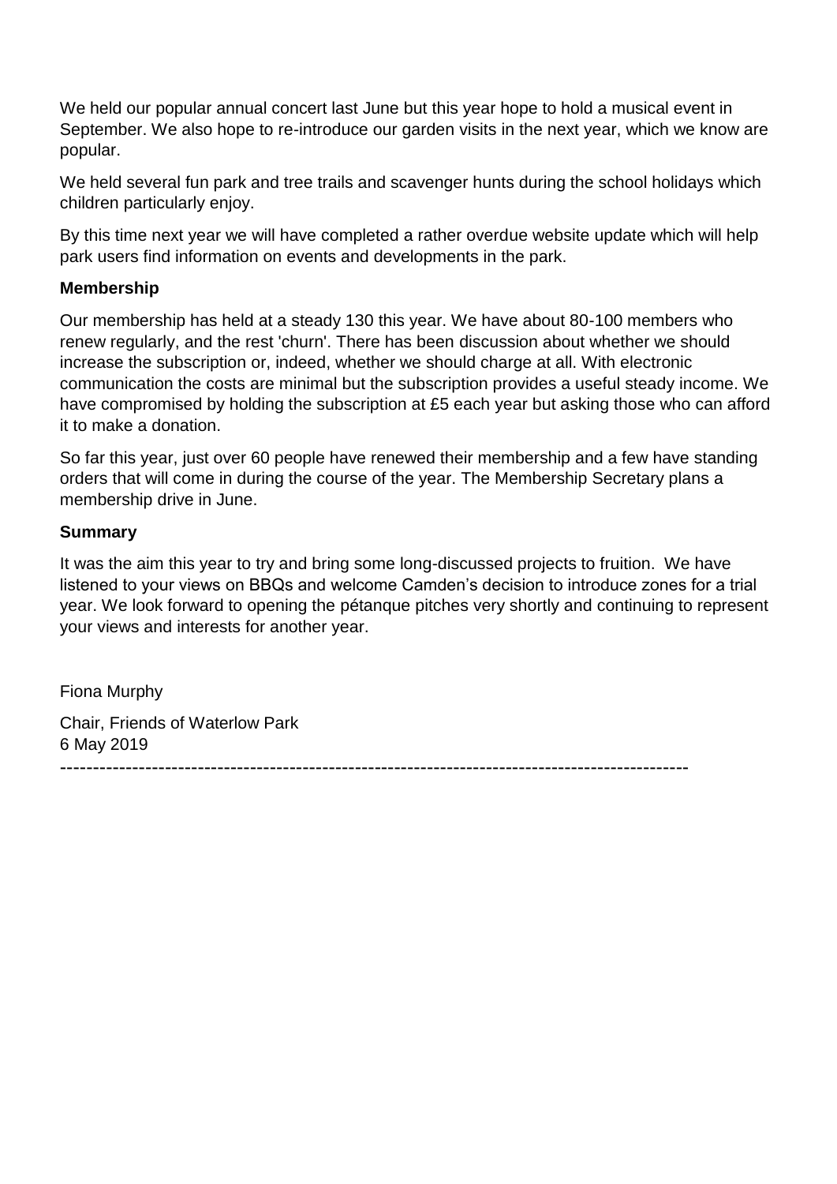We held our popular annual concert last June but this year hope to hold a musical event in September. We also hope to re-introduce our garden visits in the next year, which we know are popular.

We held several fun park and tree trails and scavenger hunts during the school holidays which children particularly enjoy.

By this time next year we will have completed a rather overdue website update which will help park users find information on events and developments in the park.

**Membership**

Our membership has held at a steady 130 this year. We have about 80-100 members who renew regularly, and the rest 'churn'. There has been discussion about whether we should increase the subscription or, indeed, whether we should charge at all. With electronic communication the costs are minimal but the subscription provides a useful steady income. We have compromised by holding the subscription at £5 each year but asking those who can afford it to make a donation.

So far this year, just over 60 people have renewed their membership and a few have standing orders that will come in during the course of the year. The Membership Secretary plans a membership drive in June.

**Summary**

It was the aim this year to try and bring some long-discussed projects to fruition. We have listened to your views on BBQs and welcome Camden's decision to introduce zones for a trial year. We look forward to opening the pétanque pitches very shortly and continuing to represent your views and interests for another year.

Fiona Murphy

Chair, Friends of Waterlow Park
6 May 2019

---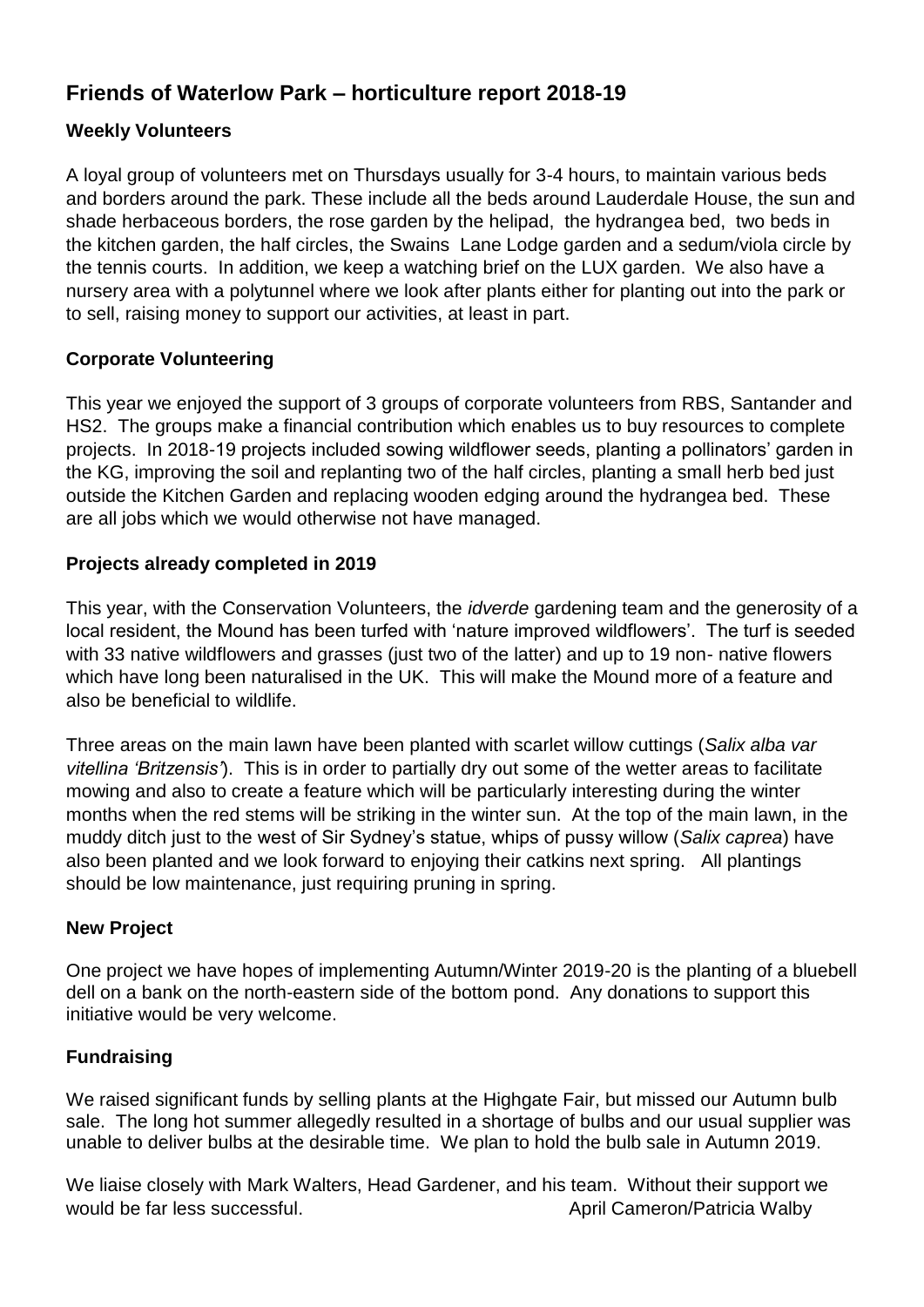# Friends of Waterlow Park – horticulture report 2018-19

### Weekly Volunteers

A loyal group of volunteers met on Thursdays usually for 3-4 hours, to maintain various beds and borders around the park. These include all the beds around Lauderdale House, the sun and shade herbaceous borders, the rose garden by the helipad, the hydrangea bed, two beds in the kitchen garden, the half circles, the Swains Lane Lodge garden and a sedum/viola circle by the tennis courts. In addition, we keep a watching brief on the LUX garden. We also have a nursery area with a polytunnel where we look after plants either for planting out into the park or to sell, raising money to support our activities, at least in part.

### Corporate Volunteering

This year we enjoyed the support of 3 groups of corporate volunteers from RBS, Santander and HS2. The groups make a financial contribution which enables us to buy resources to complete projects. In 2018-19 projects included sowing wildflower seeds, planting a pollinators' garden in the KG, improving the soil and replanting two of the half circles, planting a small herb bed just outside the Kitchen Garden and replacing wooden edging around the hydrangea bed. These are all jobs which we would otherwise not have managed.

### Projects already completed in 2019

This year, with the Conservation Volunteers, the *idverde* gardening team and the generosity of a local resident, the Mound has been turfed with 'nature improved wildflowers'. The turf is seeded with 33 native wildflowers and grasses (just two of the latter) and up to 19 non- native flowers which have long been naturalised in the UK. This will make the Mound more of a feature and also be beneficial to wildlife.

Three areas on the main lawn have been planted with scarlet willow cuttings (*Salix alba var vitellina 'Britzensis'*). This is in order to partially dry out some of the wetter areas to facilitate mowing and also to create a feature which will be particularly interesting during the winter months when the red stems will be striking in the winter sun. At the top of the main lawn, in the muddy ditch just to the west of Sir Sydney's statue, whips of pussy willow (*Salix caprea*) have also been planted and we look forward to enjoying their catkins next spring. All plantings should be low maintenance, just requiring pruning in spring.

### New Project

One project we have hopes of implementing Autumn/Winter 2019-20 is the planting of a bluebell dell on a bank on the north-eastern side of the bottom pond. Any donations to support this initiative would be very welcome.

### Fundraising

We raised significant funds by selling plants at the Highgate Fair, but missed our Autumn bulb sale. The long hot summer allegedly resulted in a shortage of bulbs and our usual supplier was unable to deliver bulbs at the desirable time. We plan to hold the bulb sale in Autumn 2019.

We liaise closely with Mark Walters, Head Gardener, and his team. Without their support we would be far less successful.

April Cameron/Patricia Walby